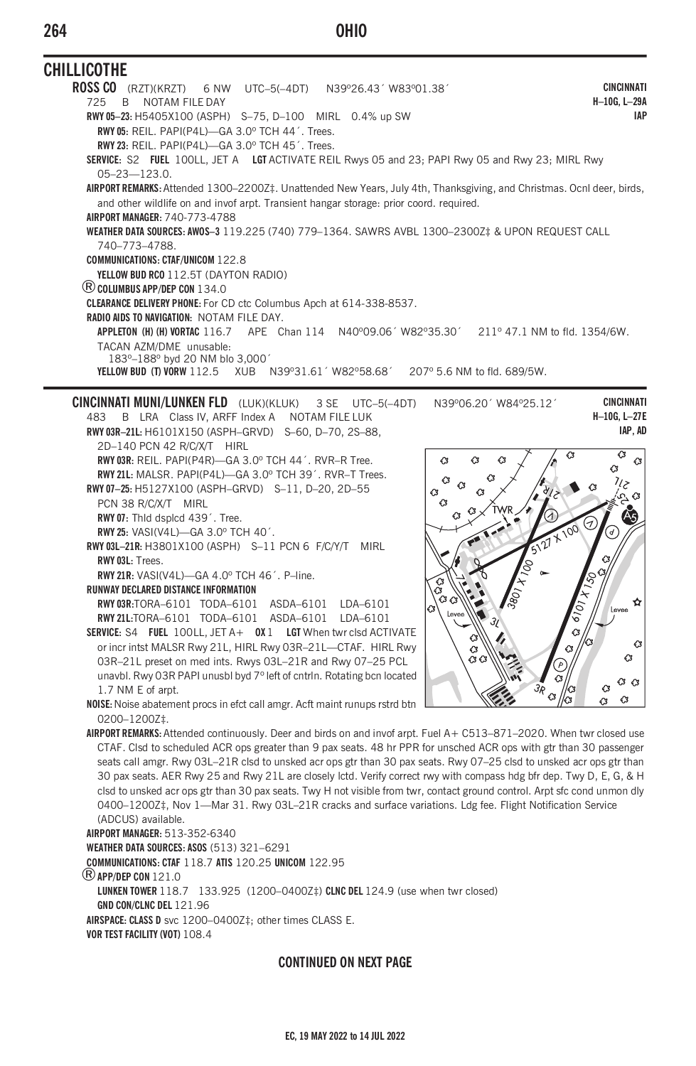## CHILLICOTHE

**ROSS CO** (RZT)(KRZT) 6 NW UTC–5(–4DT) N39°26.43´ W83°01.38´ **CINCINNATI**
725 B NOTAM FILE DAY **H–10G, L–29A**
**IAP**

**RWY 05–23:** H5405X100 (ASPH) S–75, D–100 MIRL 0.4% up SW
**RWY 05:** REIL. PAPI(P4L)—GA 3.0° TCH 44´. Trees.
**RWY 23:** REIL. PAPI(P4L)—GA 3.0° TCH 45´. Trees.
**SERVICE:** S2 **FUEL** 100LL, JET A **LGT** ACTIVATE REIL Rwys 05 and 23; PAPI Rwy 05 and Rwy 23; MIRL Rwy 05–23—123.0.
**AIRPORT REMARKS:** Attended 1300–2200Z‡. Unattended New Years, July 4th, Thanksgiving, and Christmas. Ocnl deer, birds, and other wildlife on and invof arpt. Transient hangar storage: prior coord. required.
**AIRPORT MANAGER:** 740-773-4788
**WEATHER DATA SOURCES: AWOS–3** 119.225 (740) 779–1364. SAWRS AVBL 1300–2300Z‡ & UPON REQUEST CALL 740–773–4788.
**COMMUNICATIONS: CTAF/UNICOM** 122.8
**YELLOW BUD RCO** 112.5T (DAYTON RADIO)
® **COLUMBUS APP/DEP CON** 134.0
**CLEARANCE DELIVERY PHONE:** For CD ctc Columbus Apch at 614-338-8537.
**RADIO AIDS TO NAVIGATION:** NOTAM FILE DAY.
**APPLETON (H) (H) VORTAC** 116.7 APE Chan 114 N40°09.06´ W82°35.30´ 211° 47.1 NM to fld. 1354/6W.
TACAN AZM/DME unusable:
183°–188° byd 20 NM blo 3,000´
**YELLOW BUD (T) VORW** 112.5 XUB N39°31.61´ W82°58.68´ 207° 5.6 NM to fld. 689/5W.

---

**CINCINNATI MUNI/LUNKEN FLD** (LUK)(KLUK) 3 SE UTC–5(–4DT) N39°06.20´ W84°25.12´ **CINCINNATI**
483 B LRA Class IV, ARFF Index A NOTAM FILE LUK **H–10G, L–27E**
**IAP, AD**

**RWY 03R–21L:** H6101X150 (ASPH–GRVD) S–60, D–70, 2S–88, 2D–140 PCN 42 R/C/X/T HIRL
**RWY 03R:** REIL. PAPI(P4R)—GA 3.0° TCH 44´. RVR–R Tree.
**RWY 21L:** MALSR. PAPI(P4L)—GA 3.0° TCH 39´. RVR–T Trees.
**RWY 07–25:** H5127X100 (ASPH–GRVD) S–11, D–20, 2D–55 PCN 38 R/C/X/T MIRL
**RWY 07:** Thld dsplcd 439´. Tree.
**RWY 25:** VASI(V4L)—GA 3.0° TCH 40´.
**RWY 03L–21R:** H3801X100 (ASPH) S–11 PCN 6 F/C/Y/T MIRL
**RWY 03L:** Trees.
**RWY 21R:** VASI(V4L)—GA 4.0° TCH 46´. P–line.
**RUNWAY DECLARED DISTANCE INFORMATION**
**RWY 03R:** TORA–6101 TODA–6101 ASDA–6101 LDA–6101
**RWY 21L:** TORA–6101 TODA–6101 ASDA–6101 LDA–6101
**SERVICE:** S4 **FUEL** 100LL, JET A+ **OX** 1 **LGT** When twr clsd ACTIVATE or incr intst MALSR Rwy 21L, HIRL Rwy 03R–21L—CTAF. HIRL Rwy 03R–21L preset on med ints. Rwys 03L–21R and Rwy 07–25 PCL unavbl. Rwy 03R PAPI unusbl byd 7° left of cntrln. Rotating bcn located 1.7 NM E of arpt.
**NOISE:** Noise abatement procs in efct call amgr. Acft maint runups rstrd btn 0200–1200Z‡.
**AIRPORT REMARKS:** Attended continuously. Deer and birds on and invof arpt. Fuel A+ C513–871–2020. When twr closed use CTAF. Clsd to scheduled ACR ops greater than 9 pax seats. 48 hr PPR for unsched ACR ops with gtr than 30 passenger seats call amgr. Rwy 03L–21R clsd to unsked acr ops gtr than 30 pax seats. Rwy 07–25 clsd to unsked acr ops gtr than 30 pax seats. AER Rwy 25 and Rwy 21L are closely lctd. Verify correct rwy with compass hdg bfr dep. Twy D, E, G, & H clsd to unsked acr ops gtr than 30 pax seats. Twy H not visible from twr, contact ground control. Arpt sfc cond unmon dly 0400–1200Z‡, Nov 1—Mar 31. Rwy 03L–21R cracks and surface variations. Ldg fee. Flight Notification Service (ADCUS) available.
**AIRPORT MANAGER:** 513-352-6340
**WEATHER DATA SOURCES: ASOS** (513) 321–6291
**COMMUNICATIONS: CTAF** 118.7 **ATIS** 120.25 **UNICOM** 122.95
® **APP/DEP CON** 121.0
**LUNKEN TOWER** 118.7 133.925 (1200–0400Z‡) **CLNC DEL** 124.9 (use when twr closed)
**GND CON/CLNC DEL** 121.96
**AIRSPACE: CLASS D** svc 1200–0400Z‡; other times CLASS E.
**VOR TEST FACILITY (VOT)** 108.4

**CONTINUED ON NEXT PAGE**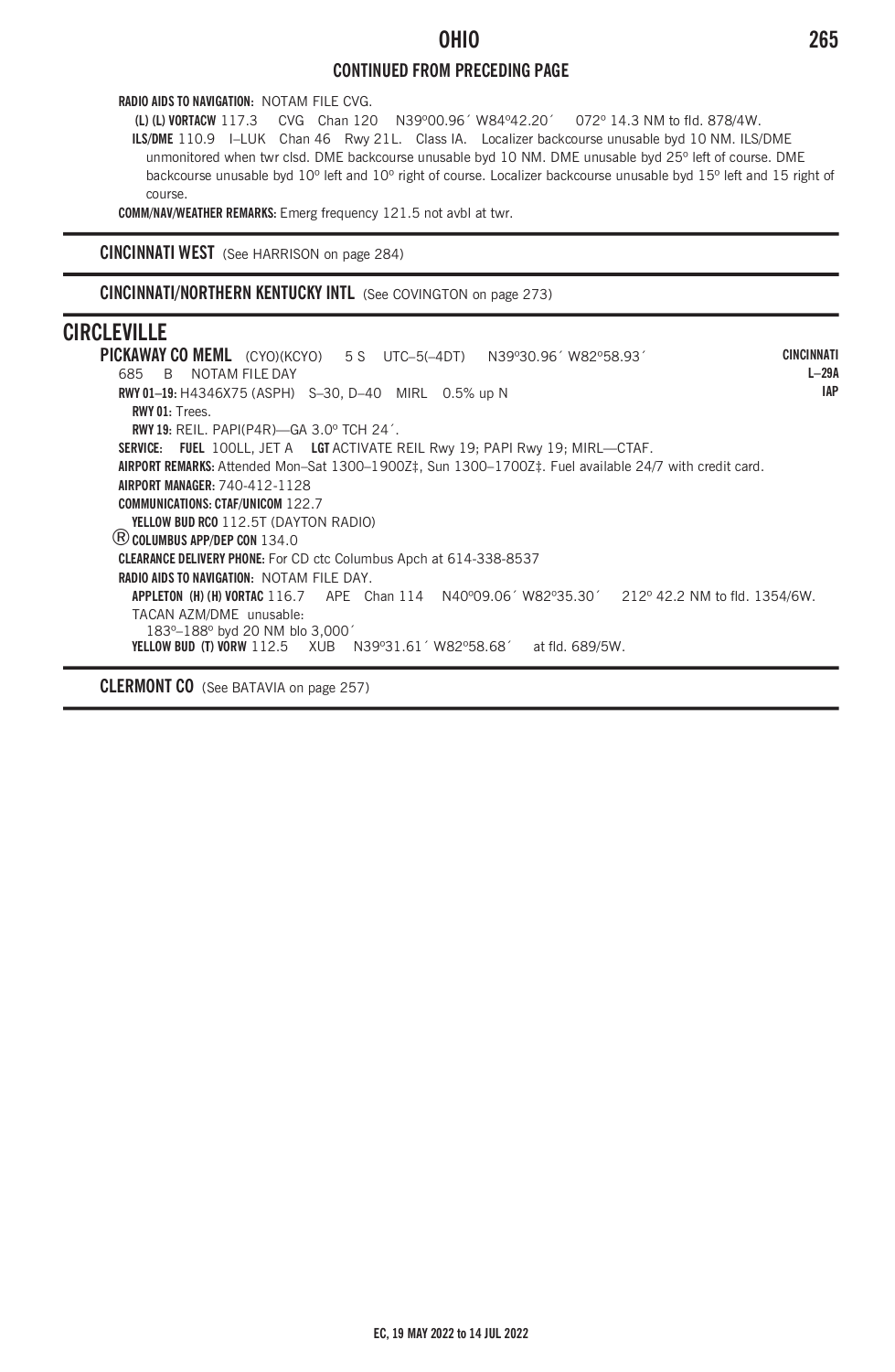## CONTINUED FROM PRECEDING PAGE

**RADIO AIDS TO NAVIGATION:** NOTAM FILE CVG.

**(L) (L) VORTACW** 117.3 CVG Chan 120 N39°00.96´ W84°42.20´ 072° 14.3 NM to fld. 878/4W.

**ILS/DME** 110.9 I–LUK Chan 46 Rwy 21L. Class IA. Localizer backcourse unusable byd 10 NM. ILS/DME unmonitored when twr clsd. DME backcourse unusable byd 10 NM. DME unusable byd 25° left of course. DME backcourse unusable byd 10° left and 10° right of course. Localizer backcourse unusable byd 15° left and 15 right of course.

**COMM/NAV/WEATHER REMARKS:** Emerg frequency 121.5 not avbl at twr.

**CINCINNATI WEST** (See HARRISON on page 284)

**CINCINNATI/NORTHERN KENTUCKY INTL** (See COVINGTON on page 273)

## CIRCLEVILLE

**PICKAWAY CO MEML** (CYO)(KCYO) 5 S UTC–5(–4DT) N39°30.96´ W82°58.93´ **CINCINNATI L–29A IAP**

685 B NOTAM FILE DAY

**RWY 01–19:** H4346X75 (ASPH) S–30, D–40 MIRL 0.5% up N

**RWY 01:** Trees.

**RWY 19:** REIL. PAPI(P4R)—GA 3.0° TCH 24´.

**SERVICE:** **FUEL** 100LL, JET A **LGT** ACTIVATE REIL Rwy 19; PAPI Rwy 19; MIRL—CTAF.

**AIRPORT REMARKS:** Attended Mon–Sat 1300–1900Z‡, Sun 1300–1700Z‡. Fuel available 24/7 with credit card.

**AIRPORT MANAGER:** 740-412-1128

**COMMUNICATIONS: CTAF/UNICOM** 122.7

**YELLOW BUD RCO** 112.5T (DAYTON RADIO)

® **COLUMBUS APP/DEP CON** 134.0

**CLEARANCE DELIVERY PHONE:** For CD ctc Columbus Apch at 614-338-8537

**RADIO AIDS TO NAVIGATION:** NOTAM FILE DAY.

**APPLETON (H) (H) VORTAC** 116.7 APE Chan 114 N40°09.06´ W82°35.30´ 212° 42.2 NM to fld. 1354/6W.

TACAN AZM/DME unusable:

183°–188° byd 20 NM blo 3,000´

**YELLOW BUD (T) VORW** 112.5 XUB N39°31.61´ W82°58.68´ at fld. 689/5W.

**CLERMONT CO** (See BATAVIA on page 257)